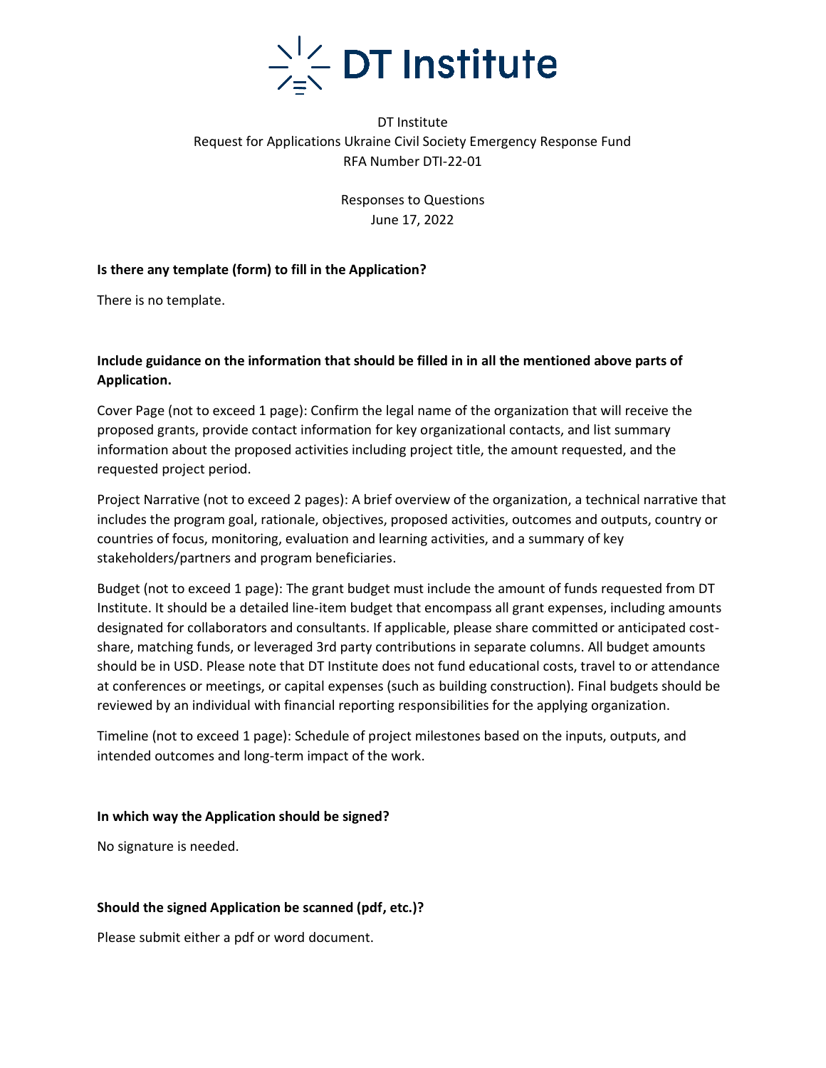# DT Institute

DT Institute
Request for Applications Ukraine Civil Society Emergency Response Fund
RFA Number DTI-22-01

Responses to Questions
June 17, 2022

**Is there any template (form) to fill in the Application?**

There is no template.

**Include guidance on the information that should be filled in in all the mentioned above parts of Application.**

Cover Page (not to exceed 1 page): Confirm the legal name of the organization that will receive the proposed grants, provide contact information for key organizational contacts, and list summary information about the proposed activities including project title, the amount requested, and the requested project period.

Project Narrative (not to exceed 2 pages): A brief overview of the organization, a technical narrative that includes the program goal, rationale, objectives, proposed activities, outcomes and outputs, country or countries of focus, monitoring, evaluation and learning activities, and a summary of key stakeholders/partners and program beneficiaries.

Budget (not to exceed 1 page): The grant budget must include the amount of funds requested from DT Institute. It should be a detailed line-item budget that encompass all grant expenses, including amounts designated for collaborators and consultants. If applicable, please share committed or anticipated cost-share, matching funds, or leveraged 3rd party contributions in separate columns. All budget amounts should be in USD. Please note that DT Institute does not fund educational costs, travel to or attendance at conferences or meetings, or capital expenses (such as building construction). Final budgets should be reviewed by an individual with financial reporting responsibilities for the applying organization.

Timeline (not to exceed 1 page): Schedule of project milestones based on the inputs, outputs, and intended outcomes and long-term impact of the work.

**In which way the Application should be signed?**

No signature is needed.

**Should the signed Application be scanned (pdf, etc.)?**

Please submit either a pdf or word document.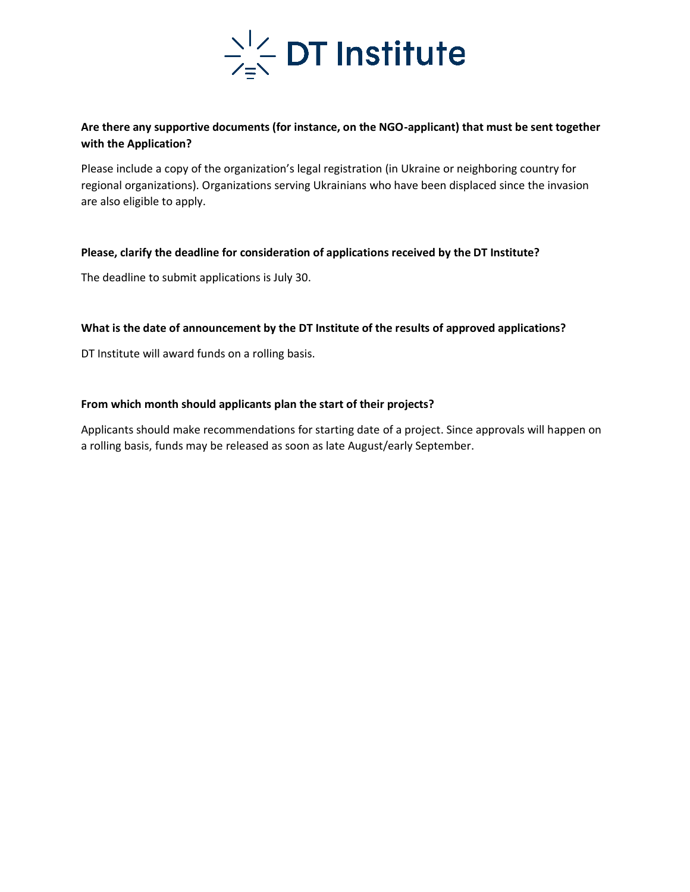**Are there any supportive documents (for instance, on the NGO-applicant) that must be sent together with the Application?**

Please include a copy of the organization's legal registration (in Ukraine or neighboring country for regional organizations). Organizations serving Ukrainians who have been displaced since the invasion are also eligible to apply.

**Please, clarify the deadline for consideration of applications received by the DT Institute?**

The deadline to submit applications is July 30.

**What is the date of announcement by the DT Institute of the results of approved applications?**

DT Institute will award funds on a rolling basis.

**From which month should applicants plan the start of their projects?**

Applicants should make recommendations for starting date of a project. Since approvals will happen on a rolling basis, funds may be released as soon as late August/early September.